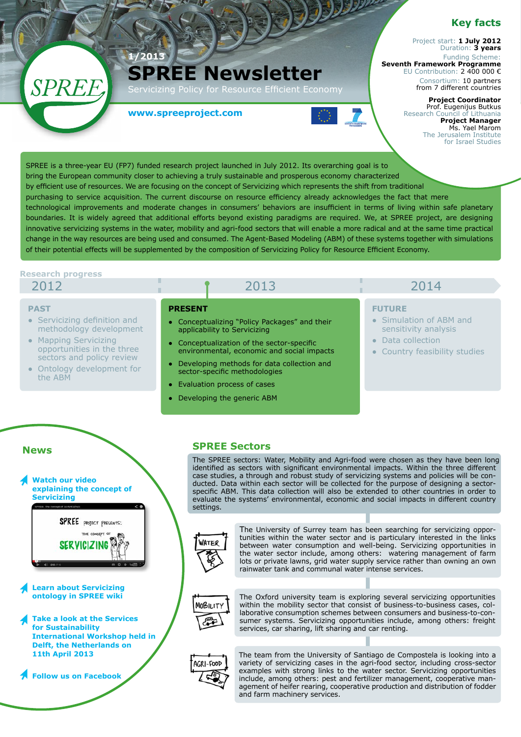1/2013

# SPREE Newsletter

Servicizing Policy for Resource Efficient Economy

**www.spreeproject.com**

## Key facts

Project start: **1 July 2012**
Duration: **3 years**
Funding Scheme: **Seventh Framework Programme**
EU Contribution: 2 400 000 €
Consortium: 10 partners from 7 different countries

**Project Coordinator**
Prof. Eugenijus Butkus
Research Council of Lithuania

**Project Manager**
Ms. Yael Marom
The Jerusalem Institute for Israel Studies

SPREE is a three-year EU (FP7) funded research project launched in July 2012. Its overarching goal is to bring the European community closer to achieving a truly sustainable and prosperous economy characterized by efficient use of resources. We are focusing on the concept of Servicizing which represents the shift from traditional purchasing to service acquisition. The current discourse on resource efficiency already acknowledges the fact that mere technological improvements and moderate changes in consumers' behaviors are insufficient in terms of living within safe planetary boundaries. It is widely agreed that additional efforts beyond existing paradigms are required. We, at SPREE project, are designing innovative servicizing systems in the water, mobility and agri-food sectors that will enable a more radical and at the same time practical change in the way resources are being used and consumed. The Agent-Based Modeling (ABM) of these systems together with simulations of their potential effects will be supplemented by the composition of Servicizing Policy for Resource Efficient Economy.

## Research progress

### 2012 — PAST

- Servicizing definition and methodology development
- Mapping Servicizing opportunities in the three sectors and policy review
- Ontology development for the ABM

### 2013 — PRESENT

- Conceptualizing "Policy Packages" and their applicability to Servicizing
- Conceptualization of the sector-specific environmental, economic and social impacts
- Developing methods for data collection and sector-specific methodologies
- Evaluation process of cases
- Developing the generic ABM

### 2014 — FUTURE

- Simulation of ABM and sensitivity analysis
- Data collection
- Country feasibility studies

## News

- **Watch our video explaining the concept of Servicizing**
- **Learn about Servicizing ontology in SPREE wiki**
- **Take a look at the Services for Sustainability International Workshop held in Delft, the Netherlands on 11th April 2013**
- **Follow us on Facebook**

## SPREE Sectors

The SPREE sectors: Water, Mobility and Agri-food were chosen as they have been long identified as sectors with significant environmental impacts. Within the three different case studies, a through and robust study of servicizing systems and policies will be conducted. Data within each sector will be collected for the purpose of designing a sector-specific ABM. This data collection will also be extended to other countries in order to evaluate the systems' environmental, economic and social impacts in different country settings.

**WATER**

The University of Surrey team has been searching for servicizing opportunities within the water sector and is particulary interested in the links between water consumption and well-being. Servicizing opportunities in the water sector include, among others: watering management of farm lots or private lawns, grid water supply service rather than owning an own rainwater tank and communal water intense services.

**MOBILITY**

The Oxford university team is exploring several servicizing opportunities within the mobility sector that consist of business-to-business cases, collaborative consumption schemes between consumers and business-to-consumer systems. Servicizing opportunities, among others: freight services, car sharing, lift sharing and car renting.

**AGRI-FOOD**

The team from the University of Santiago de Compostela is looking into a variety of servicizing cases in the agri-food sector, including cross-sector examples with strong links to the water sector. Servicizing opportunities include, among others: pest and fertilizer management, cooperative management of heifer rearing, cooperative production and distribution of fodder and farm machinery services.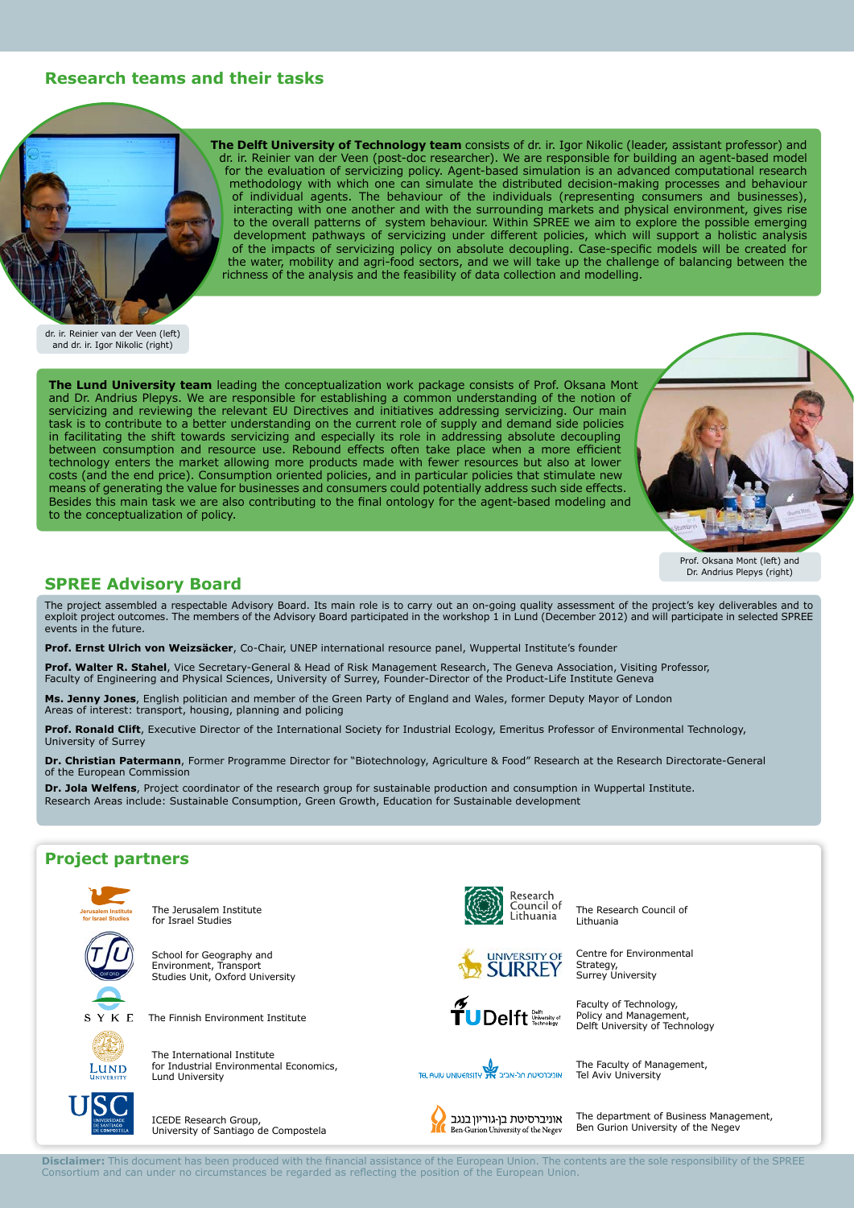## Research teams and their tasks

**The Delft University of Technology team** consists of dr. ir. Igor Nikolic (leader, assistant professor) and dr. ir. Reinier van der Veen (post-doc researcher). We are responsible for building an agent-based model for the evaluation of servicizing policy. Agent-based simulation is an advanced computational research methodology with which one can simulate the distributed decision-making processes and behaviour of individual agents. The behaviour of the individuals (representing consumers and businesses), interacting with one another and with the surrounding markets and physical environment, gives rise to the overall patterns of system behaviour. Within SPREE we aim to explore the possible emerging development pathways of servicizing under different policies, which will support a holistic analysis of the impacts of servicizing policy on absolute decoupling. Case-specific models will be created for the water, mobility and agri-food sectors, and we will take up the challenge of balancing between the richness of the analysis and the feasibility of data collection and modelling.

dr. ir. Reinier van der Veen (left) and dr. ir. Igor Nikolic (right)

**The Lund University team** leading the conceptualization work package consists of Prof. Oksana Mont and Dr. Andrius Plepys. We are responsible for establishing a common understanding of the notion of servicizing and reviewing the relevant EU Directives and initiatives addressing servicizing. Our main task is to contribute to a better understanding on the current role of supply and demand side policies in facilitating the shift towards servicizing and especially its role in addressing absolute decoupling between consumption and resource use. Rebound effects often take place when a more efficient technology enters the market allowing more products made with fewer resources but also at lower costs (and the end price). Consumption oriented policies, and in particular policies that stimulate new means of generating the value for businesses and consumers could potentially address such side effects. Besides this main task we are also contributing to the final ontology for the agent-based modeling and to the conceptualization of policy.

Prof. Oksana Mont (left) and Dr. Andrius Plepys (right)

## SPREE Advisory Board

The project assembled a respectable Advisory Board. Its main role is to carry out an on-going quality assessment of the project's key deliverables and to exploit project outcomes. The members of the Advisory Board participated in the workshop 1 in Lund (December 2012) and will participate in selected SPREE events in the future.

**Prof. Ernst Ulrich von Weizsäcker**, Co-Chair, UNEP international resource panel, Wuppertal Institute's founder

**Prof. Walter R. Stahel**, Vice Secretary-General & Head of Risk Management Research, The Geneva Association, Visiting Professor, Faculty of Engineering and Physical Sciences, University of Surrey, Founder-Director of the Product-Life Institute Geneva

**Ms. Jenny Jones**, English politician and member of the Green Party of England and Wales, former Deputy Mayor of London
Areas of interest: transport, housing, planning and policing

**Prof. Ronald Clift**, Executive Director of the International Society for Industrial Ecology, Emeritus Professor of Environmental Technology, University of Surrey

**Dr. Christian Patermann**, Former Programme Director for "Biotechnology, Agriculture & Food" Research at the Research Directorate-General of the European Commission

**Dr. Jola Welfens**, Project coordinator of the research group for sustainable production and consumption in Wuppertal Institute.
Research Areas include: Sustainable Consumption, Green Growth, Education for Sustainable development

## Project partners

- The Jerusalem Institute for Israel Studies
- School for Geography and Environment, Transport Studies Unit, Oxford University
- The Finnish Environment Institute
- The International Institute for Industrial Environmental Economics, Lund University
- ICEDE Research Group, University of Santiago de Compostela
- The Research Council of Lithuania
- Centre for Environmental Strategy, Surrey University
- Faculty of Technology, Policy and Management, Delft University of Technology
- The Faculty of Management, Tel Aviv University
- The department of Business Management, Ben Gurion University of the Negev

**Disclaimer:** This document has been produced with the financial assistance of the European Union. The contents are the sole responsibility of the SPREE Consortium and can under no circumstances be regarded as reflecting the position of the European Union.